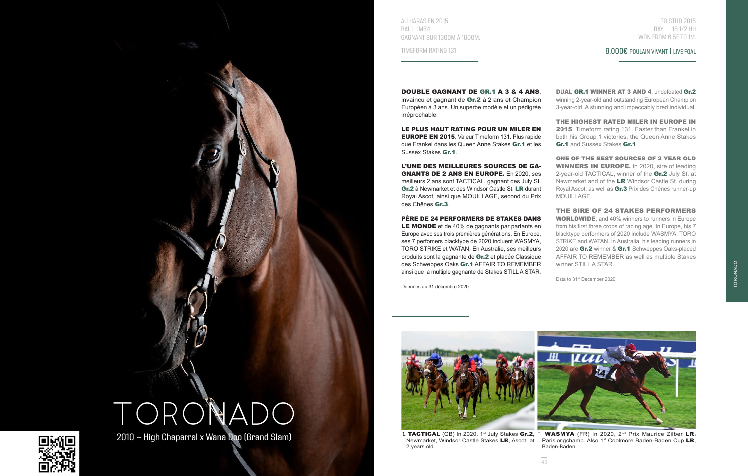# TORONADO

2010 – High Chaparral x Wana Doo (Grand Slam)

AU HARAS EN 2015
BAI | 1M64
GAGNANT SUR 1300M À 1600M.

TIMEFORM RATING 131

TO STUD 2015
BAY | 16 1/2 HH
WON FROM 6.5F TO 1M.

8,000€ POULAIN VIVANT | LIVE FOAL

**DOUBLE GAGNANT DE GR.1 A 3 & 4 ANS**, invaincu et gagnant de **Gr.2** à 2 ans et Champion Européen à 3 ans. Un superbe modèle et un pédigrée irréprochable.

**LE PLUS HAUT RATING POUR UN MILER EN EUROPE EN 2015**. Valeur Timeform 131. Plus rapide que Frankel dans les Queen Anne Stakes **Gr.1** et les Sussex Stakes **Gr.1**.

**L'UNE DES MEILLEURES SOURCES DE GAGNANTS DE 2 ANS EN EUROPE.** En 2020, ses meilleurs 2 ans sont TACTICAL, gagnant des July St. **Gr.2** à Newmarket et des Windsor Castle St. **LR** durant Royal Ascot, ainsi que MOUILLAGE, second du Prix des Chênes **Gr.3**.

**PÈRE DE 24 PERFORMERS DE STAKES DANS LE MONDE** et de 40% de gagnants par partants en Europe avec ses trois premières générations. En Europe, ses 7 perfomers blacktype de 2020 incluent WASMYA, TORO STRIKE et WATAN. En Australie, ses meilleurs produits sont la gagnante de **Gr.2** et placée Classique des Schweppes Oaks **Gr.1** AFFAIR TO REMEMBER ainsi que la multiple gagnante de Stakes STILL A STAR.

Données au 31 décembre 2020

**DUAL GR.1 WINNER AT 3 AND 4**, undefeated **Gr.2** winning 2-year-old and outstanding European Champion 3-year-old. A stunning and impeccably bred individual.

**THE HIGHEST RATED MILER IN EUROPE IN 2015**. Timeform rating 131. Faster than Frankel in both his Group 1 victories, the Queen Anne Stakes **Gr.1** and Sussex Stakes **Gr.1**.

**ONE OF THE BEST SOURCES OF 2-YEAR-OLD WINNERS IN EUROPE.** In 2020, sire of leading 2-year-old TACTICAL, winner of the **Gr.2** July St. at Newmarket and of the **LR** Windsor Castle St. during Royal Ascot, as well as **Gr.3** Prix des Chênes runner-up MOUILLAGE.

**THE SIRE OF 24 STAKES PERFORMERS WORLDWIDE**, and 40% winners to runners in Europe from his first three crops of racing age. In Europe, his 7 blacktype performers of 2020 include WASMYA, TORO STRIKE and WATAN. In Australia, his leading runners in 2020 are **Gr.2** winner & **Gr.1** Schweppes Oaks-placed AFFAIR TO REMEMBER as well as multiple Stakes winner STILL A STAR.

Data to 31st December 2020

L **TACTICAL** (GB) In 2020, 1st July Stakes **Gr.2**, Newmarket, Windsor Castle Stakes **LR**, Ascot, at 2 years old.

L **WASMYA** (FR) In 2020, 2nd Prix Maurice Zilber **LR**, Parislongchamp. Also 1st Coolmore Baden-Baden Cup **LR**, Baden-Baden.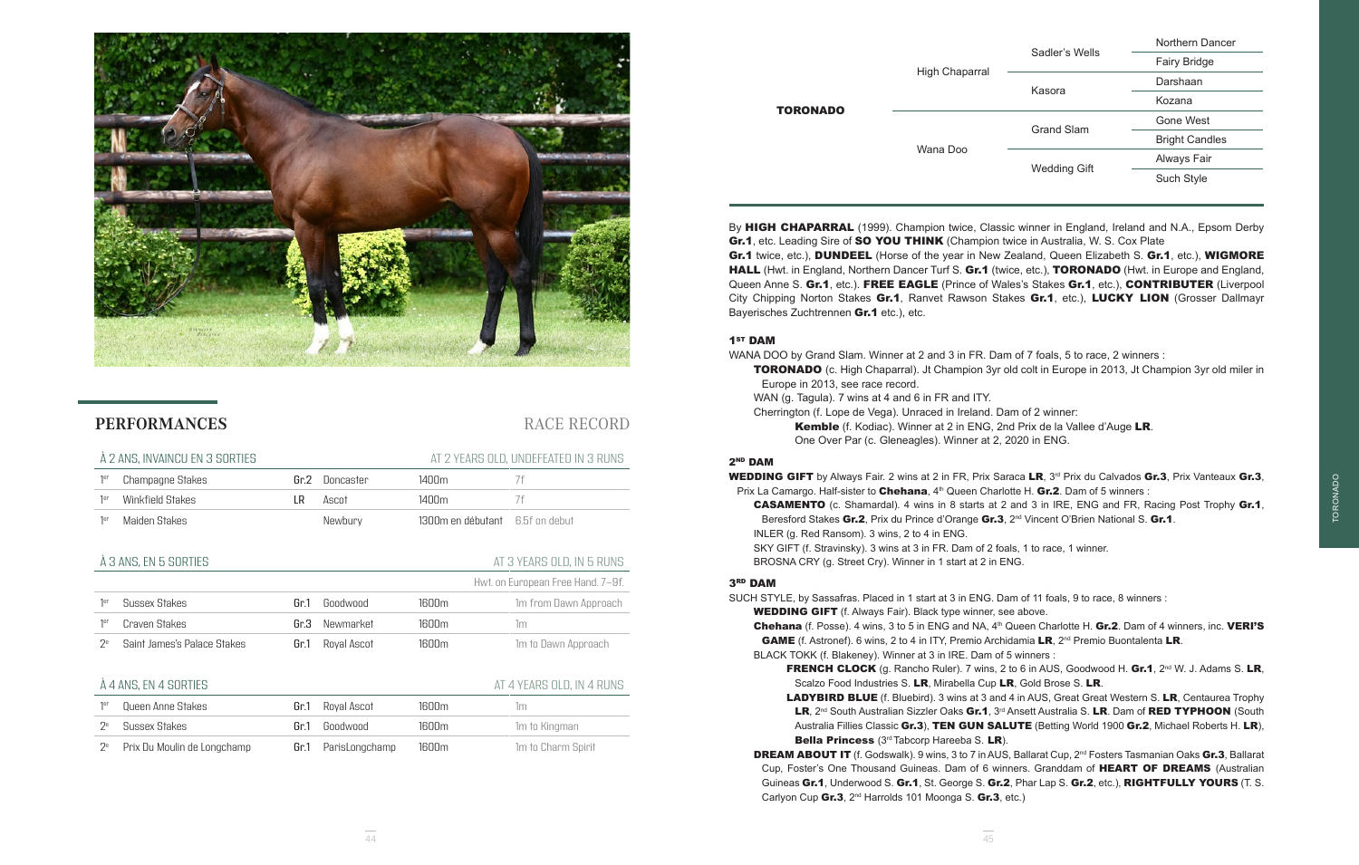## PERFORMANCES

## RACE RECORD

| À 2 ANS, INVAINCU EN 3 SORTIES | | | | | AT 2 YEARS OLD, UNDEFEATED IN 3 RUNS |
|---|---|---|---|---|---|
| 1er | Champagne Stakes | Gr.2 | Doncaster | 1400m | 7f |
| 1er | Winkfield Stakes | LR | Ascot | 1400m | 7f |
| 1er | Maiden Stakes | | Newbury | 1300m en débutant | 6.5f on debut |

| À 3 ANS, EN 5 SORTIES | | | | | AT 3 YEARS OLD, IN 5 RUNS |
|---|---|---|---|---|---|
| | | | | | Hwt. on European Free Hand. 7–9f. |
| 1er | Sussex Stakes | Gr.1 | Goodwood | 1600m | 1m from Dawn Approach |
| 1er | Craven Stakes | Gr.3 | Newmarket | 1600m | 1m |
| 2e | Saint James's Palace Stakes | Gr.1 | Royal Ascot | 1600m | 1m to Dawn Approach |

| À 4 ANS, EN 4 SORTIES | | | | | AT 4 YEARS OLD, IN 4 RUNS |
|---|---|---|---|---|---|
| 1er | Queen Anne Stakes | Gr.1 | Royal Ascot | 1600m | 1m |
| 2e | Sussex Stakes | Gr.1 | Goodwood | 1600m | 1m to Kingman |
| 2e | Prix Du Moulin de Longchamp | Gr.1 | ParisLongchamp | 1600m | 1m to Charm Spirit |

| | | | |
|---|---|---|---|
| **TORONADO** | High Chaparral | Sadler's Wells | Northern Dancer |
| | | | Fairy Bridge |
| | | Kasora | Darshaan |
| | | | Kozana |
| | Wana Doo | Grand Slam | Gone West |
| | | | Bright Candles |
| | | Wedding Gift | Always Fair |
| | | | Such Style |

By **HIGH CHAPARRAL** (1999). Champion twice, Classic winner in England, Ireland and N.A., Epsom Derby **Gr.1**, etc. Leading Sire of **SO YOU THINK** (Champion twice in Australia, W. S. Cox Plate **Gr.1** twice, etc.), **DUNDEEL** (Horse of the year in New Zealand, Queen Elizabeth S. **Gr.1**, etc.), **WIGMORE HALL** (Hwt. in England, Northern Dancer Turf S. **Gr.1** (twice, etc.), **TORONADO** (Hwt. in Europe and England, Queen Anne S. **Gr.1**, etc.). **FREE EAGLE** (Prince of Wales's Stakes **Gr.1**, etc.), **CONTRIBUTER** (Liverpool City Chipping Norton Stakes **Gr.1**, Ranvet Rawson Stakes **Gr.1**, etc.), **LUCKY LION** (Grosser Dallmayr Bayerisches Zuchtrennen **Gr.1** etc.), etc.

### 1ST DAM

WANA DOO by Grand Slam. Winner at 2 and 3 in FR. Dam of 7 foals, 5 to race, 2 winners :

**TORONADO** (c. High Chaparral). Jt Champion 3yr old colt in Europe in 2013, Jt Champion 3yr old miler in Europe in 2013, see race record.
WAN (g. Tagula). 7 wins at 4 and 6 in FR and ITY.
Cherrington (f. Lope de Vega). Unraced in Ireland. Dam of 2 winner:
**Kemble** (f. Kodiac). Winner at 2 in ENG, 2nd Prix de la Vallee d'Auge **LR**.
One Over Par (c. Gleneagles). Winner at 2, 2020 in ENG.

### 2ND DAM

**WEDDING GIFT** by Always Fair. 2 wins at 2 in FR, Prix Saraca **LR**, 3rd Prix du Calvados **Gr.3**, Prix Vanteaux **Gr.3**, Prix La Camargo. Half-sister to **Chehana**, 4th Queen Charlotte H. **Gr.2**. Dam of 5 winners :

**CASAMENTO** (c. Shamardal). 4 wins in 8 starts at 2 and 3 in IRE, ENG and FR, Racing Post Trophy **Gr.1**, Beresford Stakes **Gr.2**, Prix du Prince d'Orange **Gr.3**, 2nd Vincent O'Brien National S. **Gr.1**.
INLER (g. Red Ransom). 3 wins, 2 to 4 in ENG.
SKY GIFT (f. Stravinsky). 3 wins at 3 in FR. Dam of 2 foals, 1 to race, 1 winner.
BROSNA CRY (g. Street Cry). Winner in 1 start at 2 in ENG.

### 3RD DAM

SUCH STYLE, by Sassafras. Placed in 1 start at 3 in ENG. Dam of 11 foals, 9 to race, 8 winners :

**WEDDING GIFT** (f. Always Fair). Black type winner, see above.
**Chehana** (f. Posse). 4 wins, 3 to 5 in ENG and NA, 4th Queen Charlotte H. **Gr.2**. Dam of 4 winners, inc. **VERI'S GAME** (f. Astronef). 6 wins, 2 to 4 in ITY, Premio Archidamia **LR**, 2nd Premio Buontalenta **LR**.
BLACK TOKK (f. Blakeney). Winner at 3 in IRE. Dam of 5 winners :
**FRENCH CLOCK** (g. Rancho Ruler). 7 wins, 2 to 6 in AUS, Goodwood H. **Gr.1**, 2nd W. J. Adams S. **LR**, Scalzo Food Industries S. **LR**, Mirabella Cup **LR**, Gold Brose S. **LR**.
**LADYBIRD BLUE** (f. Bluebird). 3 wins at 3 and 4 in AUS, Great Great Western S. **LR**, Centaurea Trophy **LR**, 2nd South Australian Sizzler Oaks **Gr.1**, 3rd Ansett Australia S. **LR**. Dam of **RED TYPHOON** (South Australia Fillies Classic **Gr.3**), **TEN GUN SALUTE** (Betting World 1900 **Gr.2**, Michael Roberts H. **LR**), **Bella Princess** (3rd Tabcorp Hareeba S. **LR**).
**DREAM ABOUT IT** (f. Godswalk). 9 wins, 3 to 7 in AUS, Ballarat Cup, 2nd Fosters Tasmanian Oaks **Gr.3**, Ballarat Cup, Foster's One Thousand Guineas. Dam of 6 winners. Granddam of **HEART OF DREAMS** (Australian Guineas **Gr.1**, Underwood S. **Gr.1**, St. George S. **Gr.2**, Phar Lap S. **Gr.2**, etc.), **RIGHTFULLY YOURS** (T. S. Carlyon Cup **Gr.3**, 2nd Harrolds 101 Moonga S. **Gr.3**, etc.)